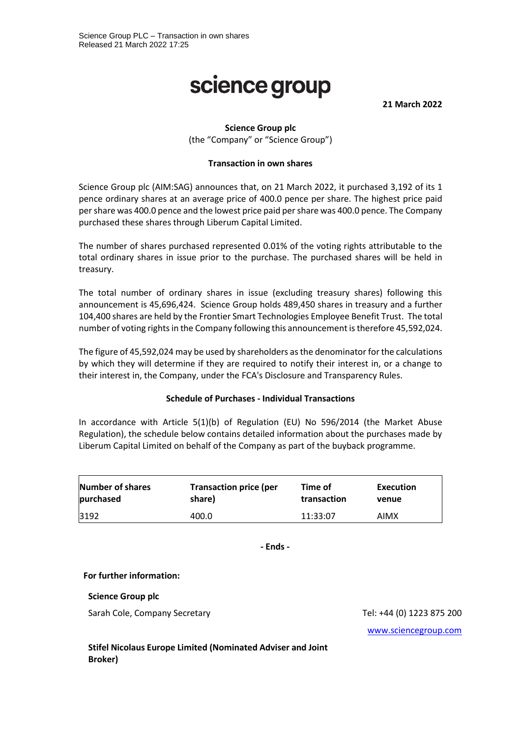Science Group PLC – Transaction in own shares
Released 21 March 2022 17:25

# science group

**21 March 2022**

**Science Group plc**
(the "Company" or "Science Group")

**Transaction in own shares**

Science Group plc (AIM:SAG) announces that, on 21 March 2022, it purchased 3,192 of its 1 pence ordinary shares at an average price of 400.0 pence per share. The highest price paid per share was 400.0 pence and the lowest price paid per share was 400.0 pence. The Company purchased these shares through Liberum Capital Limited.

The number of shares purchased represented 0.01% of the voting rights attributable to the total ordinary shares in issue prior to the purchase. The purchased shares will be held in treasury.

The total number of ordinary shares in issue (excluding treasury shares) following this announcement is 45,696,424. Science Group holds 489,450 shares in treasury and a further 104,400 shares are held by the Frontier Smart Technologies Employee Benefit Trust. The total number of voting rights in the Company following this announcement is therefore 45,592,024.

The figure of 45,592,024 may be used by shareholders as the denominator for the calculations by which they will determine if they are required to notify their interest in, or a change to their interest in, the Company, under the FCA's Disclosure and Transparency Rules.

**Schedule of Purchases - Individual Transactions**

In accordance with Article 5(1)(b) of Regulation (EU) No 596/2014 (the Market Abuse Regulation), the schedule below contains detailed information about the purchases made by Liberum Capital Limited on behalf of the Company as part of the buyback programme.

| Number of shares purchased | Transaction price (per share) | Time of transaction | Execution venue |
|---|---|---|---|
| 3192 | 400.0 | 11:33:07 | AIMX |

**- Ends -**

**For further information:**

**Science Group plc**

Sarah Cole, Company Secretary — Tel: +44 (0) 1223 875 200

www.sciencegroup.com

**Stifel Nicolaus Europe Limited (Nominated Adviser and Joint Broker)**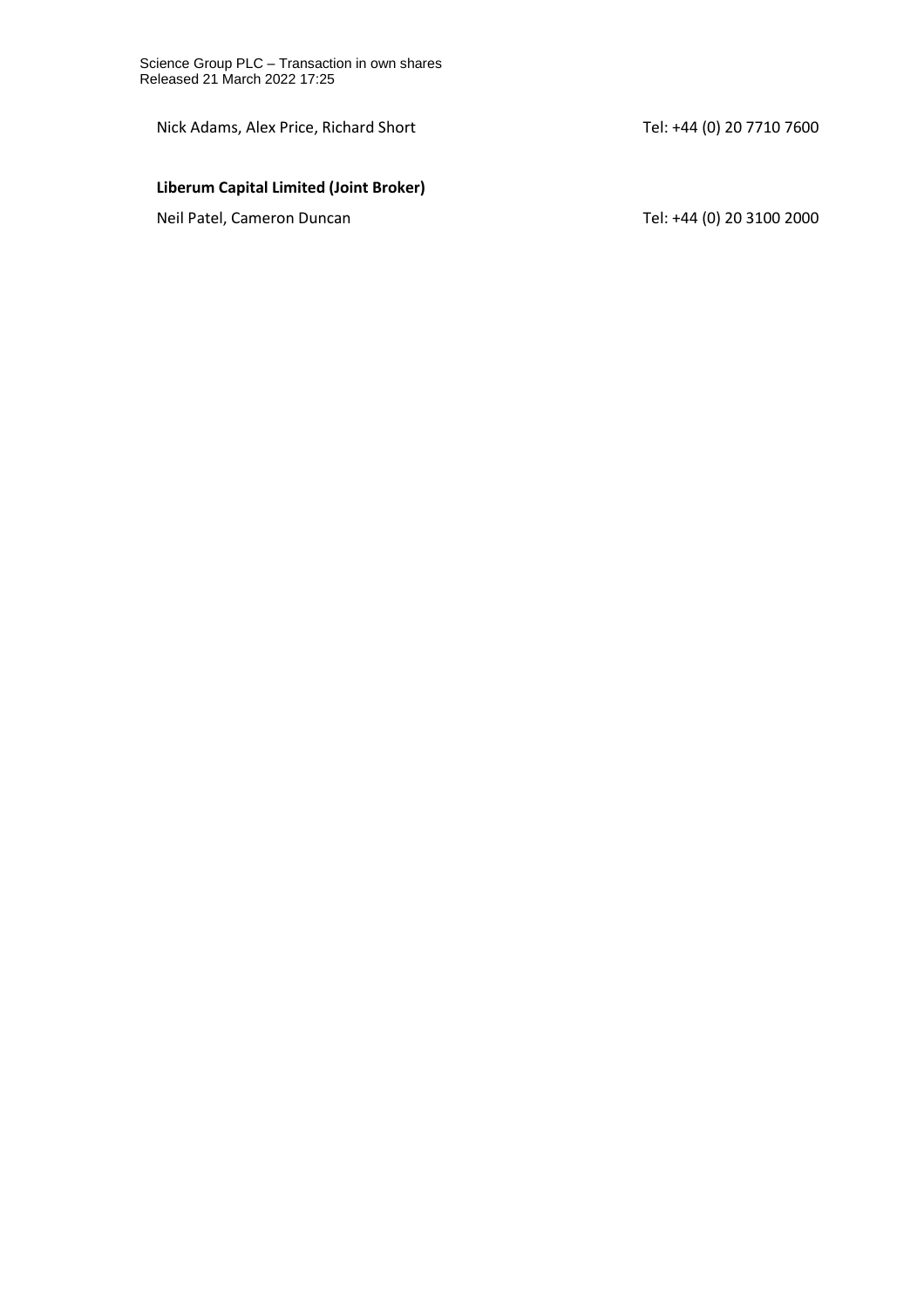Nick Adams, Alex Price, Richard Short Tel: +44 (0) 20 7710 7600

**Liberum Capital Limited (Joint Broker)**

Neil Patel, Cameron Duncan Tel: +44 (0) 20 3100 2000